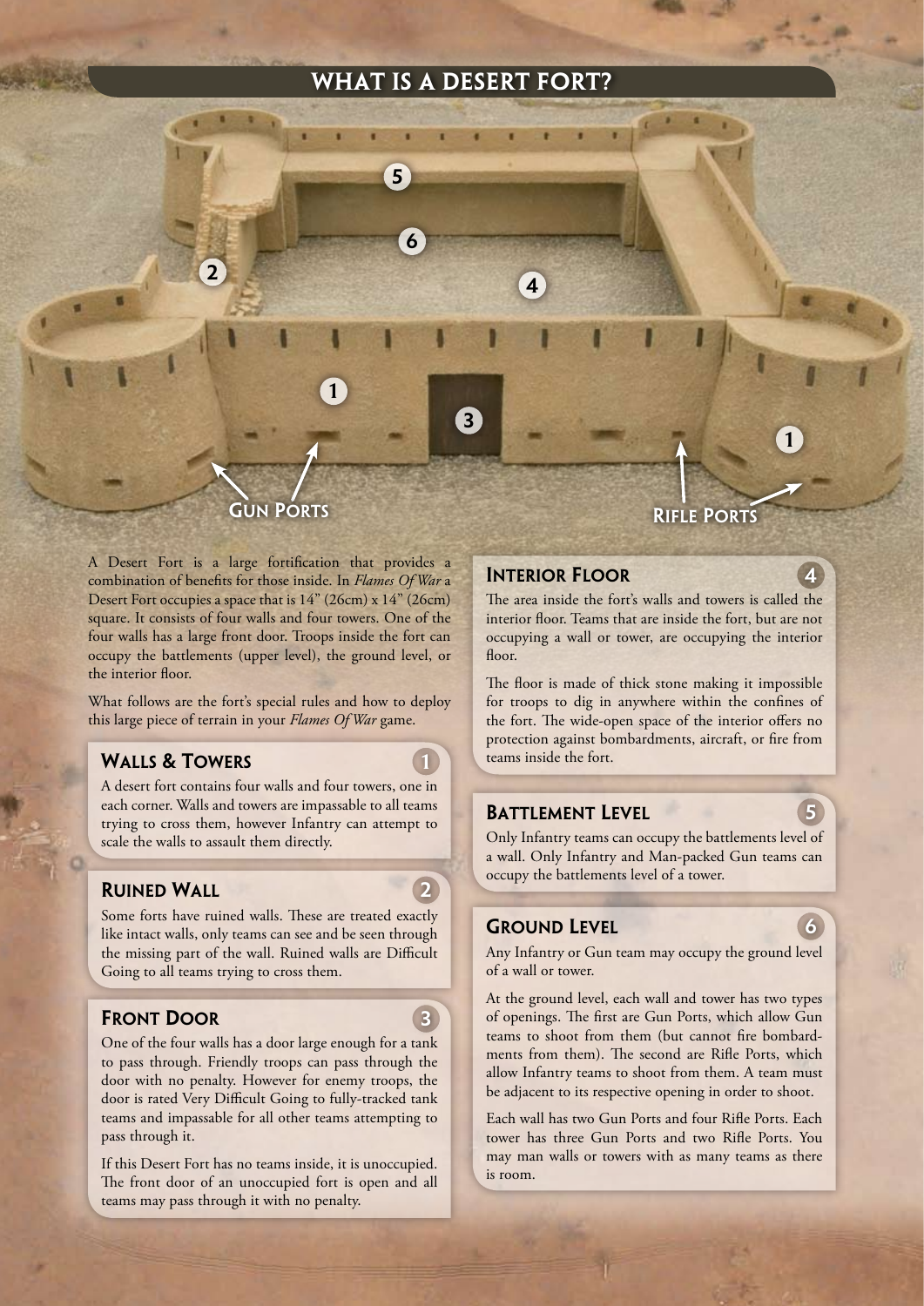# WHAT IS A DESERT FORT?

GUN PORTS

RIFLE PORTS

A Desert Fort is a large fortification that provides a combination of benefits for those inside. In *Flames Of War* a Desert Fort occupies a space that is 14" (26cm) x 14" (26cm) square. It consists of four walls and four towers. One of the four walls has a large front door. Troops inside the fort can occupy the battlements (upper level), the ground level, or the interior floor.

What follows are the fort's special rules and how to deploy this large piece of terrain in your *Flames Of War* game.

## WALLS & TOWERS (1)

A desert fort contains four walls and four towers, one in each corner. Walls and towers are impassable to all teams trying to cross them, however Infantry can attempt to scale the walls to assault them directly.

## RUINED WALL (2)

Some forts have ruined walls. These are treated exactly like intact walls, only teams can see and be seen through the missing part of the wall. Ruined walls are Difficult Going to all teams trying to cross them.

## FRONT DOOR (3)

One of the four walls has a door large enough for a tank to pass through. Friendly troops can pass through the door with no penalty. However for enemy troops, the door is rated Very Difficult Going to fully-tracked tank teams and impassable for all other teams attempting to pass through it.

If this Desert Fort has no teams inside, it is unoccupied. The front door of an unoccupied fort is open and all teams may pass through it with no penalty.

## INTERIOR FLOOR (4)

The area inside the fort's walls and towers is called the interior floor. Teams that are inside the fort, but are not occupying a wall or tower, are occupying the interior floor.

The floor is made of thick stone making it impossible for troops to dig in anywhere within the confines of the fort. The wide-open space of the interior offers no protection against bombardments, aircraft, or fire from teams inside the fort.

## BATTLEMENT LEVEL (5)

Only Infantry teams can occupy the battlements level of a wall. Only Infantry and Man-packed Gun teams can occupy the battlements level of a tower.

## GROUND LEVEL (6)

Any Infantry or Gun team may occupy the ground level of a wall or tower.

At the ground level, each wall and tower has two types of openings. The first are Gun Ports, which allow Gun teams to shoot from them (but cannot fire bombardments from them). The second are Rifle Ports, which allow Infantry teams to shoot from them. A team must be adjacent to its respective opening in order to shoot.

Each wall has two Gun Ports and four Rifle Ports. Each tower has three Gun Ports and two Rifle Ports. You may man walls or towers with as many teams as there is room.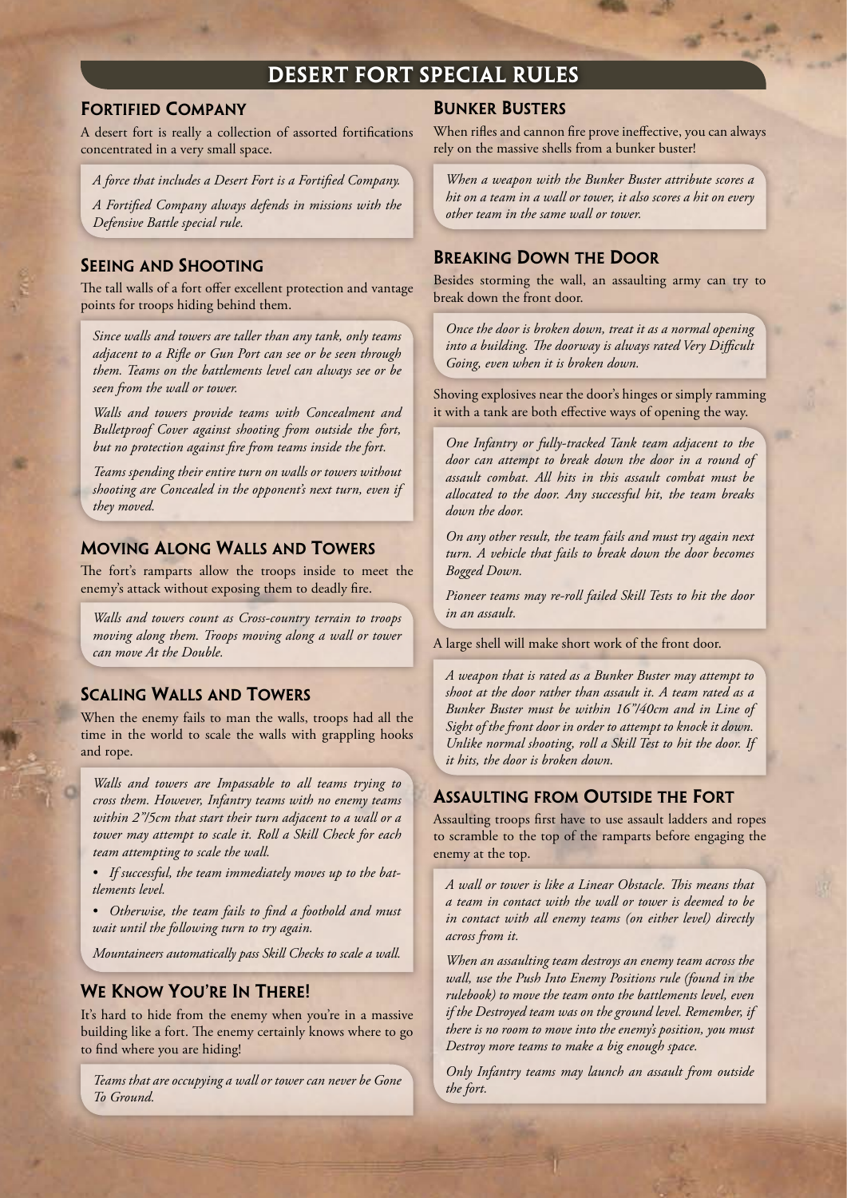# DESERT FORT SPECIAL RULES

## Fortified Company

A desert fort is really a collection of assorted fortifications concentrated in a very small space.

*A force that includes a Desert Fort is a Fortified Company.*

*A Fortified Company always defends in missions with the Defensive Battle special rule.*

## Seeing and Shooting

The tall walls of a fort offer excellent protection and vantage points for troops hiding behind them.

*Since walls and towers are taller than any tank, only teams adjacent to a Rifle or Gun Port can see or be seen through them. Teams on the battlements level can always see or be seen from the wall or tower.*

*Walls and towers provide teams with Concealment and Bulletproof Cover against shooting from outside the fort, but no protection against fire from teams inside the fort.*

*Teams spending their entire turn on walls or towers without shooting are Concealed in the opponent's next turn, even if they moved.*

## Moving Along Walls and Towers

The fort's ramparts allow the troops inside to meet the enemy's attack without exposing them to deadly fire.

*Walls and towers count as Cross-country terrain to troops moving along them. Troops moving along a wall or tower can move At the Double.*

## Scaling Walls and Towers

When the enemy fails to man the walls, troops had all the time in the world to scale the walls with grappling hooks and rope.

*Walls and towers are Impassable to all teams trying to cross them. However, Infantry teams with no enemy teams within 2"/5cm that start their turn adjacent to a wall or a tower may attempt to scale it. Roll a Skill Check for each team attempting to scale the wall.*

- *If successful, the team immediately moves up to the battlements level.*
- *Otherwise, the team fails to find a foothold and must wait until the following turn to try again.*

*Mountaineers automatically pass Skill Checks to scale a wall.*

## We Know You're In There!

It's hard to hide from the enemy when you're in a massive building like a fort. The enemy certainly knows where to go to find where you are hiding!

*Teams that are occupying a wall or tower can never be Gone To Ground.*

## Bunker Busters

When rifles and cannon fire prove ineffective, you can always rely on the massive shells from a bunker buster!

*When a weapon with the Bunker Buster attribute scores a hit on a team in a wall or tower, it also scores a hit on every other team in the same wall or tower.*

## Breaking Down the Door

Besides storming the wall, an assaulting army can try to break down the front door.

*Once the door is broken down, treat it as a normal opening into a building. The doorway is always rated Very Difficult Going, even when it is broken down.*

Shoving explosives near the door's hinges or simply ramming it with a tank are both effective ways of opening the way.

*One Infantry or fully-tracked Tank team adjacent to the door can attempt to break down the door in a round of assault combat. All hits in this assault combat must be allocated to the door. Any successful hit, the team breaks down the door.*

*On any other result, the team fails and must try again next turn. A vehicle that fails to break down the door becomes Bogged Down.*

*Pioneer teams may re-roll failed Skill Tests to hit the door in an assault.*

A large shell will make short work of the front door.

*A weapon that is rated as a Bunker Buster may attempt to shoot at the door rather than assault it. A team rated as a Bunker Buster must be within 16"/40cm and in Line of Sight of the front door in order to attempt to knock it down. Unlike normal shooting, roll a Skill Test to hit the door. If it hits, the door is broken down.*

## Assaulting from Outside the Fort

Assaulting troops first have to use assault ladders and ropes to scramble to the top of the ramparts before engaging the enemy at the top.

*A wall or tower is like a Linear Obstacle. This means that a team in contact with the wall or tower is deemed to be in contact with all enemy teams (on either level) directly across from it.*

*When an assaulting team destroys an enemy team across the wall, use the Push Into Enemy Positions rule (found in the rulebook) to move the team onto the battlements level, even if the Destroyed team was on the ground level. Remember, if there is no room to move into the enemy's position, you must Destroy more teams to make a big enough space.*

*Only Infantry teams may launch an assault from outside the fort.*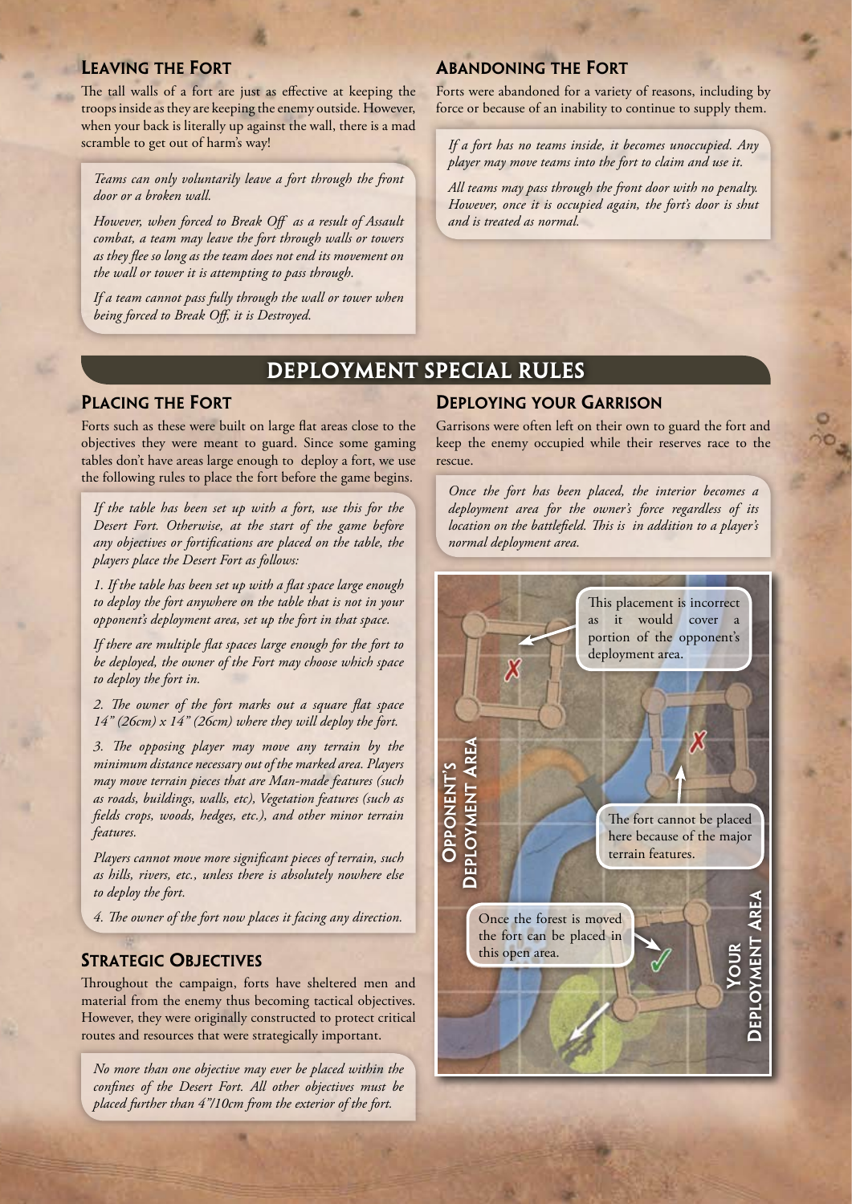## Leaving the Fort

The tall walls of a fort are just as effective at keeping the troops inside as they are keeping the enemy outside. However, when your back is literally up against the wall, there is a mad scramble to get out of harm's way!

*Teams can only voluntarily leave a fort through the front door or a broken wall.*

*However, when forced to Break Off as a result of Assault combat, a team may leave the fort through walls or towers as they flee so long as the team does not end its movement on the wall or tower it is attempting to pass through.*

*If a team cannot pass fully through the wall or tower when being forced to Break Off, it is Destroyed.*

## Abandoning the Fort

Forts were abandoned for a variety of reasons, including by force or because of an inability to continue to supply them.

*If a fort has no teams inside, it becomes unoccupied. Any player may move teams into the fort to claim and use it.*

*All teams may pass through the front door with no penalty. However, once it is occupied again, the fort's door is shut and is treated as normal.*

# Deployment Special Rules

## Placing the Fort

Forts such as these were built on large flat areas close to the objectives they were meant to guard. Since some gaming tables don't have areas large enough to deploy a fort, we use the following rules to place the fort before the game begins.

*If the table has been set up with a fort, use this for the Desert Fort. Otherwise, at the start of the game before any objectives or fortifications are placed on the table, the players place the Desert Fort as follows:*

*1. If the table has been set up with a flat space large enough to deploy the fort anywhere on the table that is not in your opponent's deployment area, set up the fort in that space.*

*If there are multiple flat spaces large enough for the fort to be deployed, the owner of the Fort may choose which space to deploy the fort in.*

*2. The owner of the fort marks out a square flat space 14" (26cm) x 14" (26cm) where they will deploy the fort.*

*3. The opposing player may move any terrain by the minimum distance necessary out of the marked area. Players may move terrain pieces that are Man-made features (such as roads, buildings, walls, etc), Vegetation features (such as fields crops, woods, hedges, etc.), and other minor terrain features.*

*Players cannot move more significant pieces of terrain, such as hills, rivers, etc., unless there is absolutely nowhere else to deploy the fort.*

*4. The owner of the fort now places it facing any direction.*

## Strategic Objectives

Throughout the campaign, forts have sheltered men and material from the enemy thus becoming tactical objectives. However, they were originally constructed to protect critical routes and resources that were strategically important.

*No more than one objective may ever be placed within the confines of the Desert Fort. All other objectives must be placed further than 4"/10cm from the exterior of the fort.*

## Deploying your Garrison

Garrisons were often left on their own to guard the fort and keep the enemy occupied while their reserves race to the rescue.

*Once the fort has been placed, the interior becomes a deployment area for the owner's force regardless of its location on the battlefield. This is in addition to a player's normal deployment area.*

Opponent's Deployment Area

Your Deployment Area

This placement is incorrect as it would cover a portion of the opponent's deployment area.

The fort cannot be placed here because of the major terrain features.

Once the forest is moved the fort can be placed in this open area.